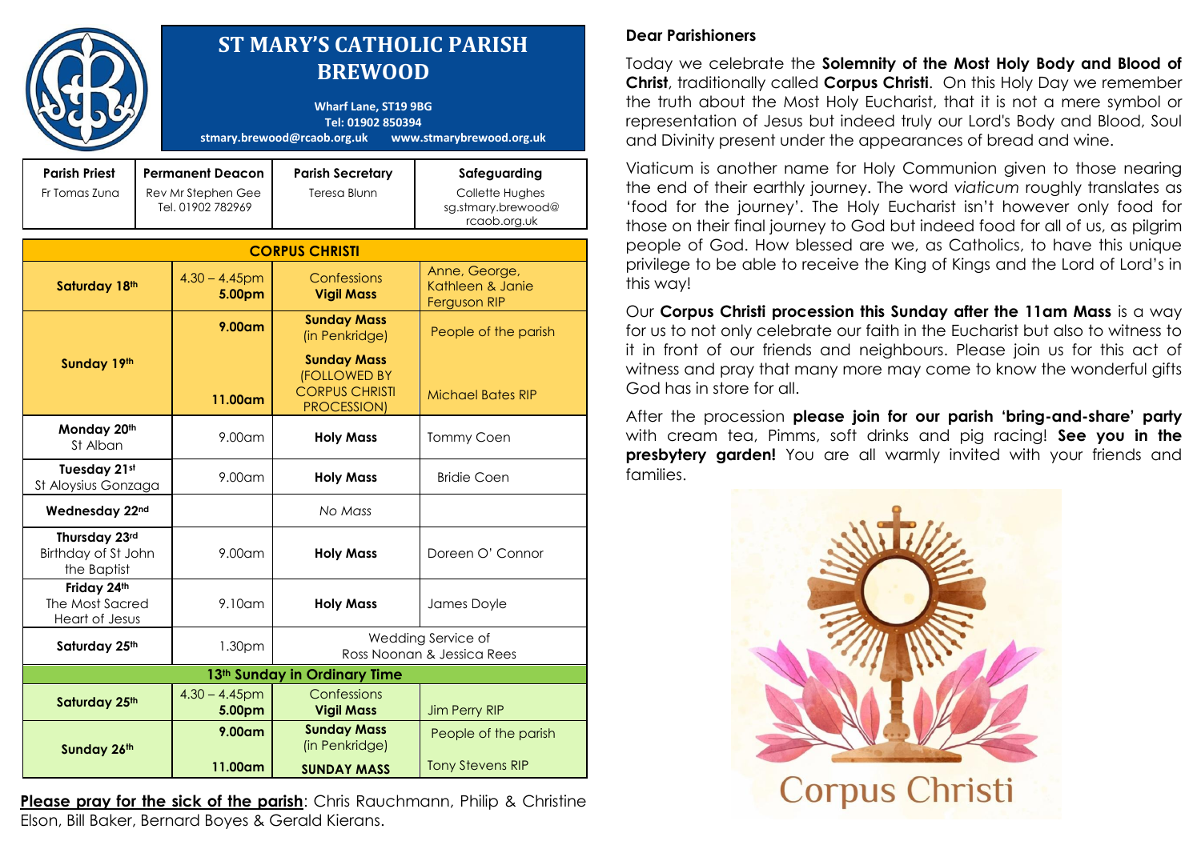# ST MARY'S CATHOLIC PARISH BREWOOD

**Wharf Lane, ST19 9BG**
**Tel: 01902 850394**
**stmary.brewood@rcaob.org.uk www.stmarybrewood.org.uk**

| Parish Priest | Permanent Deacon | Parish Secretary | Safeguarding |
|---|---|---|---|
| Fr Tomas Zuna | Rev Mr Stephen Gee Tel. 01902 782969 | Teresa Blunn | Collette Hughes sg.stmary.brewood@rcaob.org.uk |

| CORPUS CHRISTI | | | |
|---|---|---|---|
| **Saturday 18th** | 4.30 – 4.45pm **5.00pm** | Confessions **Vigil Mass** | Anne, George, Kathleen & Janie Ferguson RIP |
| **Sunday 19th** | **9.00am** | **Sunday Mass** (in Penkridge) | People of the parish |
| | **11.00am** | **Sunday Mass** (FOLLOWED BY CORPUS CHRISTI PROCESSION) | Michael Bates RIP |
| **Monday 20th** St Alban | 9.00am | **Holy Mass** | Tommy Coen |
| **Tuesday 21st** St Aloysius Gonzaga | 9.00am | **Holy Mass** | Bridie Coen |
| **Wednesday 22nd** | | *No Mass* | |
| **Thursday 23rd** Birthday of St John the Baptist | 9.00am | **Holy Mass** | Doreen O' Connor |
| **Friday 24th** The Most Sacred Heart of Jesus | 9.10am | **Holy Mass** | James Doyle |
| **Saturday 25th** | 1.30pm | Wedding Service of Ross Noonan & Jessica Rees | |
| **13th Sunday in Ordinary Time** | | | |
| **Saturday 25th** | 4.30 – 4.45pm **5.00pm** | Confessions **Vigil Mass** | Jim Perry RIP |
| **Sunday 26th** | **9.00am** | **Sunday Mass** (in Penkridge) | People of the parish |
| | **11.00am** | **SUNDAY MASS** | Tony Stevens RIP |

**Please pray for the sick of the parish**: Chris Rauchmann, Philip & Christine Elson, Bill Baker, Bernard Boyes & Gerald Kierans.

**Dear Parishioners**

Today we celebrate the **Solemnity of the Most Holy Body and Blood of Christ**, traditionally called **Corpus Christi**. On this Holy Day we remember the truth about the Most Holy Eucharist, that it is not a mere symbol or representation of Jesus but indeed truly our Lord's Body and Blood, Soul and Divinity present under the appearances of bread and wine.

Viaticum is another name for Holy Communion given to those nearing the end of their earthly journey. The word *viaticum* roughly translates as 'food for the journey'. The Holy Eucharist isn't however only food for those on their final journey to God but indeed food for all of us, as pilgrim people of God. How blessed are we, as Catholics, to have this unique privilege to be able to receive the King of Kings and the Lord of Lord's in this way!

Our **Corpus Christi procession this Sunday after the 11am Mass** is a way for us to not only celebrate our faith in the Eucharist but also to witness to it in front of our friends and neighbours. Please join us for this act of witness and pray that many more may come to know the wonderful gifts God has in store for all.

After the procession **please join for our parish 'bring-and-share' party** with cream tea, Pimms, soft drinks and pig racing! **See you in the presbytery garden!** You are all warmly invited with your friends and families.

Corpus Christi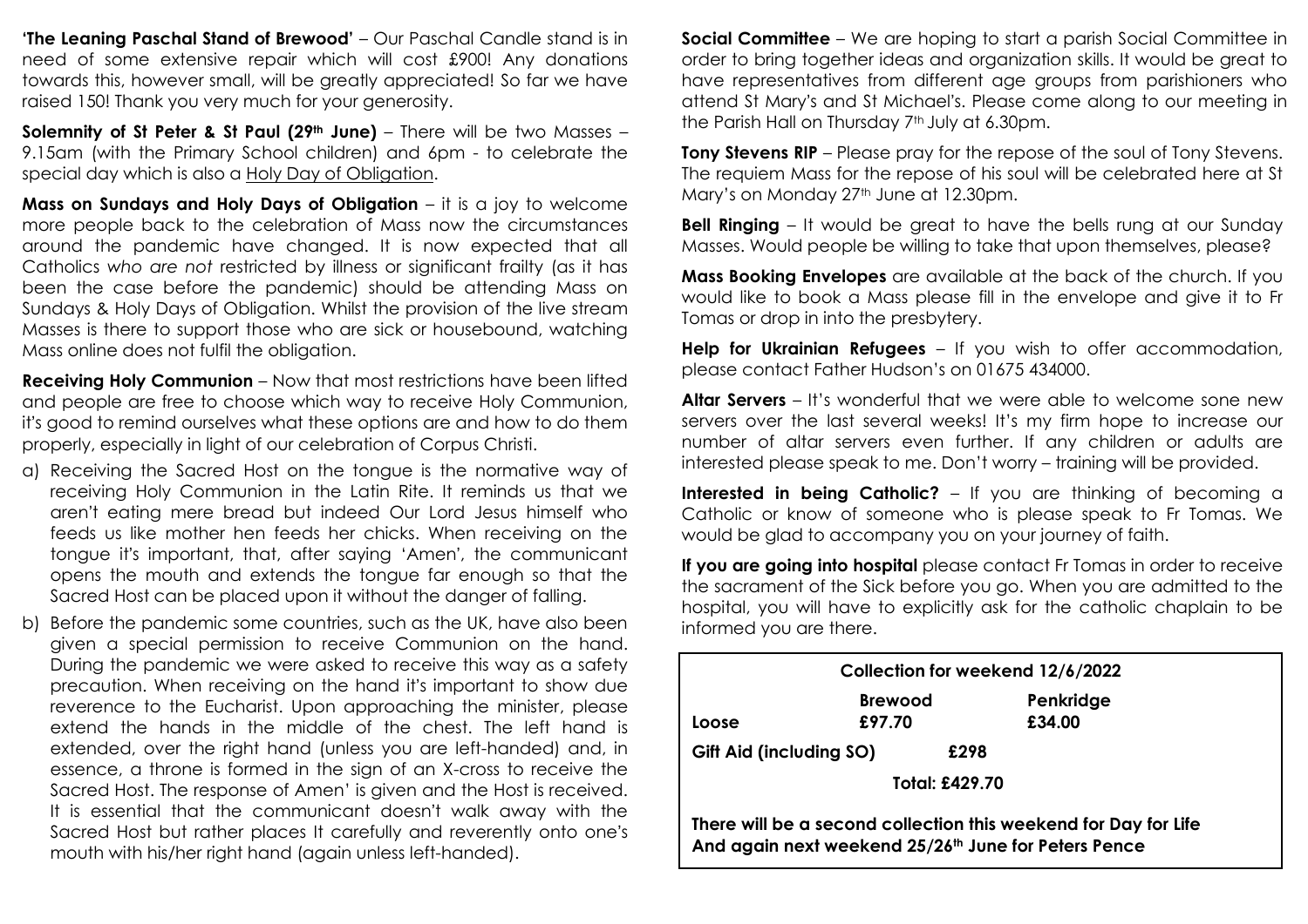**'The Leaning Paschal Stand of Brewood'** – Our Paschal Candle stand is in need of some extensive repair which will cost £900! Any donations towards this, however small, will be greatly appreciated! So far we have raised 150! Thank you very much for your generosity.

**Solemnity of St Peter & St Paul (29th June)** – There will be two Masses – 9.15am (with the Primary School children) and 6pm - to celebrate the special day which is also a Holy Day of Obligation.

**Mass on Sundays and Holy Days of Obligation** – it is a joy to welcome more people back to the celebration of Mass now the circumstances around the pandemic have changed. It is now expected that all Catholics *who are not* restricted by illness or significant frailty (as it has been the case before the pandemic) should be attending Mass on Sundays & Holy Days of Obligation. Whilst the provision of the live stream Masses is there to support those who are sick or housebound, watching Mass online does not fulfil the obligation.

**Receiving Holy Communion** – Now that most restrictions have been lifted and people are free to choose which way to receive Holy Communion, it's good to remind ourselves what these options are and how to do them properly, especially in light of our celebration of Corpus Christi.

a) Receiving the Sacred Host on the tongue is the normative way of receiving Holy Communion in the Latin Rite. It reminds us that we aren't eating mere bread but indeed Our Lord Jesus himself who feeds us like mother hen feeds her chicks. When receiving on the tongue it's important, that, after saying 'Amen', the communicant opens the mouth and extends the tongue far enough so that the Sacred Host can be placed upon it without the danger of falling.

b) Before the pandemic some countries, such as the UK, have also been given a special permission to receive Communion on the hand. During the pandemic we were asked to receive this way as a safety precaution. When receiving on the hand it's important to show due reverence to the Eucharist. Upon approaching the minister, please extend the hands in the middle of the chest. The left hand is extended, over the right hand (unless you are left-handed) and, in essence, a throne is formed in the sign of an X-cross to receive the Sacred Host. The response of Amen' is given and the Host is received. It is essential that the communicant doesn't walk away with the Sacred Host but rather places It carefully and reverently onto one's mouth with his/her right hand (again unless left-handed).

**Social Committee** – We are hoping to start a parish Social Committee in order to bring together ideas and organization skills. It would be great to have representatives from different age groups from parishioners who attend St Mary's and St Michael's. Please come along to our meeting in the Parish Hall on Thursday 7th July at 6.30pm.

**Tony Stevens RIP** – Please pray for the repose of the soul of Tony Stevens. The requiem Mass for the repose of his soul will be celebrated here at St Mary's on Monday 27th June at 12.30pm.

**Bell Ringing** – It would be great to have the bells rung at our Sunday Masses. Would people be willing to take that upon themselves, please?

**Mass Booking Envelopes** are available at the back of the church. If you would like to book a Mass please fill in the envelope and give it to Fr Tomas or drop in into the presbytery.

**Help for Ukrainian Refugees** – If you wish to offer accommodation, please contact Father Hudson's on 01675 434000.

**Altar Servers** – It's wonderful that we were able to welcome sone new servers over the last several weeks! It's my firm hope to increase our number of altar servers even further. If any children or adults are interested please speak to me. Don't worry – training will be provided.

**Interested in being Catholic?** – If you are thinking of becoming a Catholic or know of someone who is please speak to Fr Tomas. We would be glad to accompany you on your journey of faith.

**If you are going into hospital** please contact Fr Tomas in order to receive the sacrament of the Sick before you go. When you are admitted to the hospital, you will have to explicitly ask for the catholic chaplain to be informed you are there.

**Collection for weekend 12/6/2022**

| | **Brewood** | **Penkridge** |
|---|---|---|
| **Loose** | **£97.70** | **£34.00** |
| **Gift Aid (including SO)** | **£298** | |

**Total: £429.70**

**There will be a second collection this weekend for Day for Life**
**And again next weekend 25/26th June for Peters Pence**